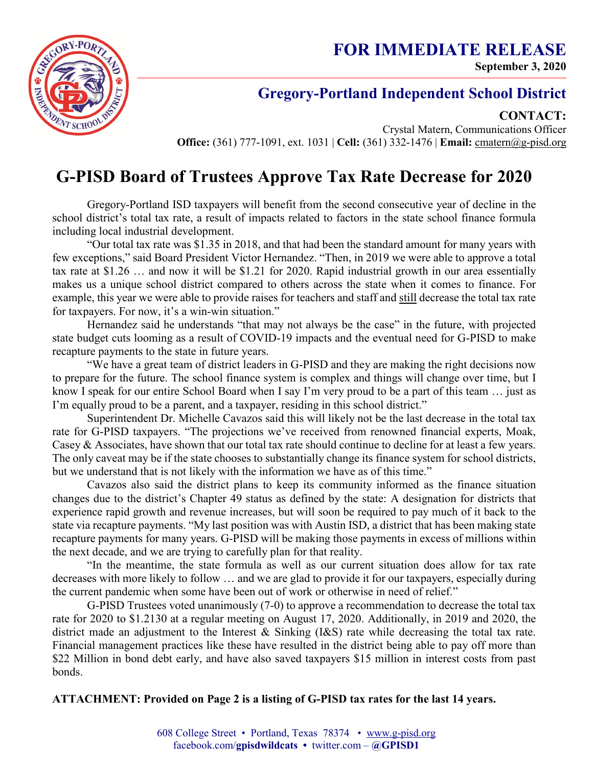# FOR IMMEDIATE RELEASE

**September 3, 2020**

## Gregory-Portland Independent School District

**CONTACT:**

Crystal Matern, Communications Officer

**Office:** (361) 777-1091, ext. 1031 | **Cell:** (361) 332-1476 | **Email:** cmatern@g-pisd.org

# G-PISD Board of Trustees Approve Tax Rate Decrease for 2020

Gregory-Portland ISD taxpayers will benefit from the second consecutive year of decline in the school district's total tax rate, a result of impacts related to factors in the state school finance formula including local industrial development.

"Our total tax rate was $1.35 in 2018, and that had been the standard amount for many years with few exceptions," said Board President Victor Hernandez. "Then, in 2019 we were able to approve a total tax rate at $1.26 … and now it will be $1.21 for 2020. Rapid industrial growth in our area essentially makes us a unique school district compared to others across the state when it comes to finance. For example, this year we were able to provide raises for teachers and staff and still decrease the total tax rate for taxpayers. For now, it's a win-win situation."

Hernandez said he understands "that may not always be the case" in the future, with projected state budget cuts looming as a result of COVID-19 impacts and the eventual need for G-PISD to make recapture payments to the state in future years.

"We have a great team of district leaders in G-PISD and they are making the right decisions now to prepare for the future. The school finance system is complex and things will change over time, but I know I speak for our entire School Board when I say I'm very proud to be a part of this team … just as I'm equally proud to be a parent, and a taxpayer, residing in this school district."

Superintendent Dr. Michelle Cavazos said this will likely not be the last decrease in the total tax rate for G-PISD taxpayers. "The projections we've received from renowned financial experts, Moak, Casey & Associates, have shown that our total tax rate should continue to decline for at least a few years. The only caveat may be if the state chooses to substantially change its finance system for school districts, but we understand that is not likely with the information we have as of this time."

Cavazos also said the district plans to keep its community informed as the finance situation changes due to the district's Chapter 49 status as defined by the state: A designation for districts that experience rapid growth and revenue increases, but will soon be required to pay much of it back to the state via recapture payments. "My last position was with Austin ISD, a district that has been making state recapture payments for many years. G-PISD will be making those payments in excess of millions within the next decade, and we are trying to carefully plan for that reality.

"In the meantime, the state formula as well as our current situation does allow for tax rate decreases with more likely to follow … and we are glad to provide it for our taxpayers, especially during the current pandemic when some have been out of work or otherwise in need of relief."

G-PISD Trustees voted unanimously (7-0) to approve a recommendation to decrease the total tax rate for 2020 to $1.2130 at a regular meeting on August 17, 2020. Additionally, in 2019 and 2020, the district made an adjustment to the Interest & Sinking (I&S) rate while decreasing the total tax rate. Financial management practices like these have resulted in the district being able to pay off more than $22 Million in bond debt early, and have also saved taxpayers $15 million in interest costs from past bonds.

**ATTACHMENT: Provided on Page 2 is a listing of G-PISD tax rates for the last 14 years.**

608 College Street • Portland, Texas 78374 • www.g-pisd.org
facebook.com/**gpisdwildcats** • twitter.com – **@GPISD1**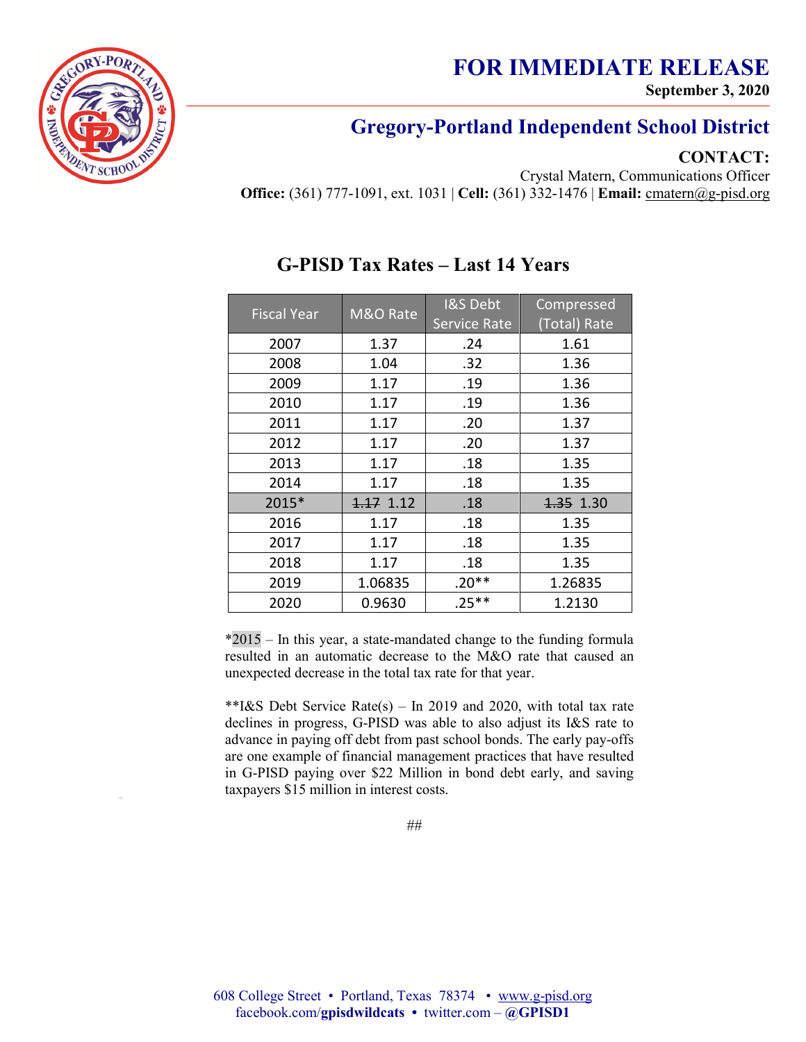# FOR IMMEDIATE RELEASE

**September 3, 2020**

## Gregory-Portland Independent School District

**CONTACT:**

Crystal Matern, Communications Officer

**Office:** (361) 777-1091, ext. 1031 | **Cell:** (361) 332-1476 | **Email:** cmatern@g-pisd.org

## G-PISD Tax Rates – Last 14 Years

| Fiscal Year | M&O Rate | I&S Debt Service Rate | Compressed (Total) Rate |
|---|---|---|---|
| 2007 | 1.37 | .24 | 1.61 |
| 2008 | 1.04 | .32 | 1.36 |
| 2009 | 1.17 | .19 | 1.36 |
| 2010 | 1.17 | .19 | 1.36 |
| 2011 | 1.17 | .20 | 1.37 |
| 2012 | 1.17 | .20 | 1.37 |
| 2013 | 1.17 | .18 | 1.35 |
| 2014 | 1.17 | .18 | 1.35 |
| 2015* | ~~1.17~~ 1.12 | .18 | ~~1.35~~ 1.30 |
| 2016 | 1.17 | .18 | 1.35 |
| 2017 | 1.17 | .18 | 1.35 |
| 2018 | 1.17 | .18 | 1.35 |
| 2019 | 1.06835 | .20** | 1.26835 |
| 2020 | 0.9630 | .25** | 1.2130 |

*2015 – In this year, a state-mandated change to the funding formula resulted in an automatic decrease to the M&O rate that caused an unexpected decrease in the total tax rate for that year.

**I&S Debt Service Rate(s) – In 2019 and 2020, with total tax rate declines in progress, G-PISD was able to also adjust its I&S rate to advance in paying off debt from past school bonds. The early pay-offs are one example of financial management practices that have resulted in G-PISD paying over $22 Million in bond debt early, and saving taxpayers $15 million in interest costs.

##

608 College Street • Portland, Texas 78374 • www.g-pisd.org
facebook.com/**gpisdwildcats** • twitter.com – **@GPISD1**